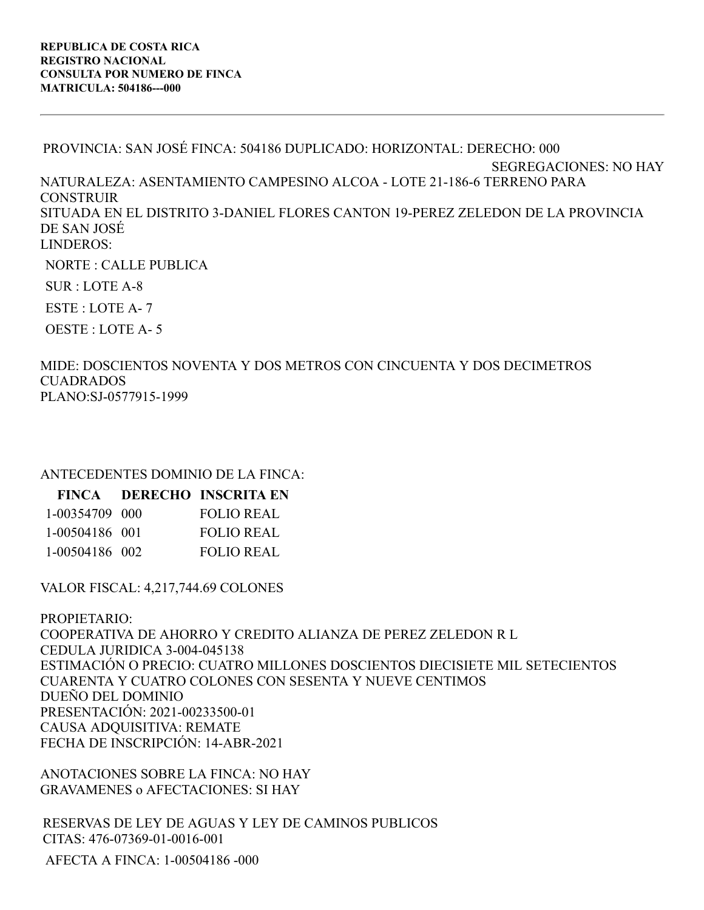**REPUBLICA DE COSTA RICA**
**REGISTRO NACIONAL**
**CONSULTA POR NUMERO DE FINCA**
**MATRICULA: 504186---000**

---

PROVINCIA: SAN JOSÉ FINCA: 504186 DUPLICADO: HORIZONTAL: DERECHO: 000

SEGREGACIONES: NO HAY

NATURALEZA: ASENTAMIENTO CAMPESINO ALCOA - LOTE 21-186-6 TERRENO PARA CONSTRUIR
SITUADA EN EL DISTRITO 3-DANIEL FLORES CANTON 19-PEREZ ZELEDON DE LA PROVINCIA DE SAN JOSÉ
LINDEROS:

NORTE : CALLE PUBLICA

SUR : LOTE A-8

ESTE : LOTE A- 7

OESTE : LOTE A- 5

MIDE: DOSCIENTOS NOVENTA Y DOS METROS CON CINCUENTA Y DOS DECIMETROS CUADRADOS
PLANO:SJ-0577915-1999

ANTECEDENTES DOMINIO DE LA FINCA:

| FINCA | DERECHO | INSCRITA EN |
|---|---|---|
| 1-00354709 | 000 | FOLIO REAL |
| 1-00504186 | 001 | FOLIO REAL |
| 1-00504186 | 002 | FOLIO REAL |

VALOR FISCAL: 4,217,744.69 COLONES

PROPIETARIO:
COOPERATIVA DE AHORRO Y CREDITO ALIANZA DE PEREZ ZELEDON R L
CEDULA JURIDICA 3-004-045138
ESTIMACIÓN O PRECIO: CUATRO MILLONES DOSCIENTOS DIECISIETE MIL SETECIENTOS CUARENTA Y CUATRO COLONES CON SESENTA Y NUEVE CENTIMOS
DUEÑO DEL DOMINIO
PRESENTACIÓN: 2021-00233500-01
CAUSA ADQUISITIVA: REMATE
FECHA DE INSCRIPCIÓN: 14-ABR-2021

ANOTACIONES SOBRE LA FINCA: NO HAY
GRAVAMENES o AFECTACIONES: SI HAY

RESERVAS DE LEY DE AGUAS Y LEY DE CAMINOS PUBLICOS
CITAS: 476-07369-01-0016-001

AFECTA A FINCA: 1-00504186 -000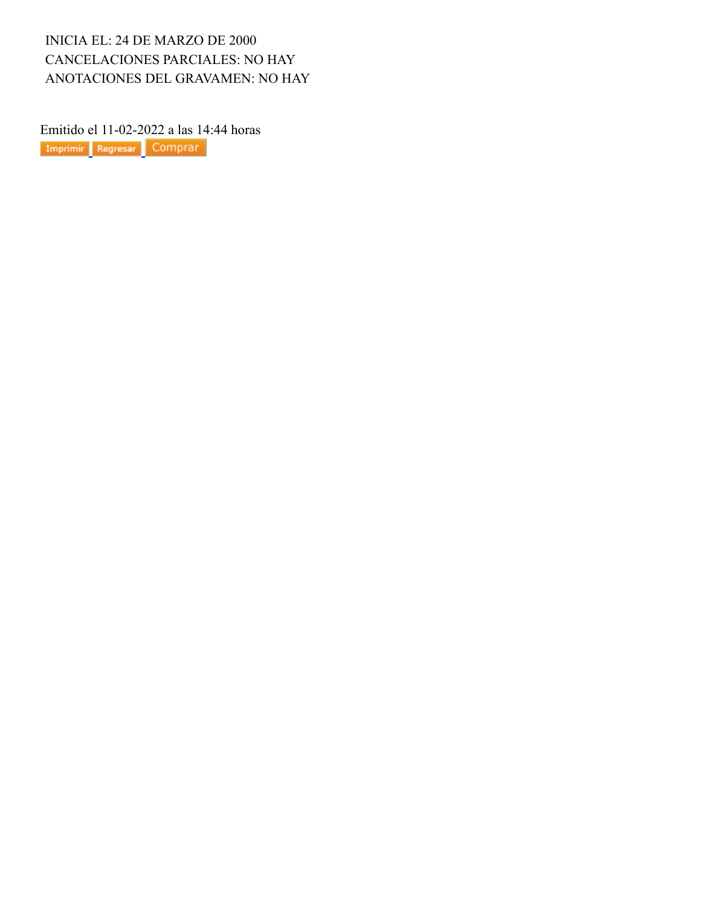INICIA EL: 24 DE MARZO DE 2000
CANCELACIONES PARCIALES: NO HAY
ANOTACIONES DEL GRAVAMEN: NO HAY

Emitido el 11-02-2022 a las 14:44 horas

Imprimir Regresar Comprar